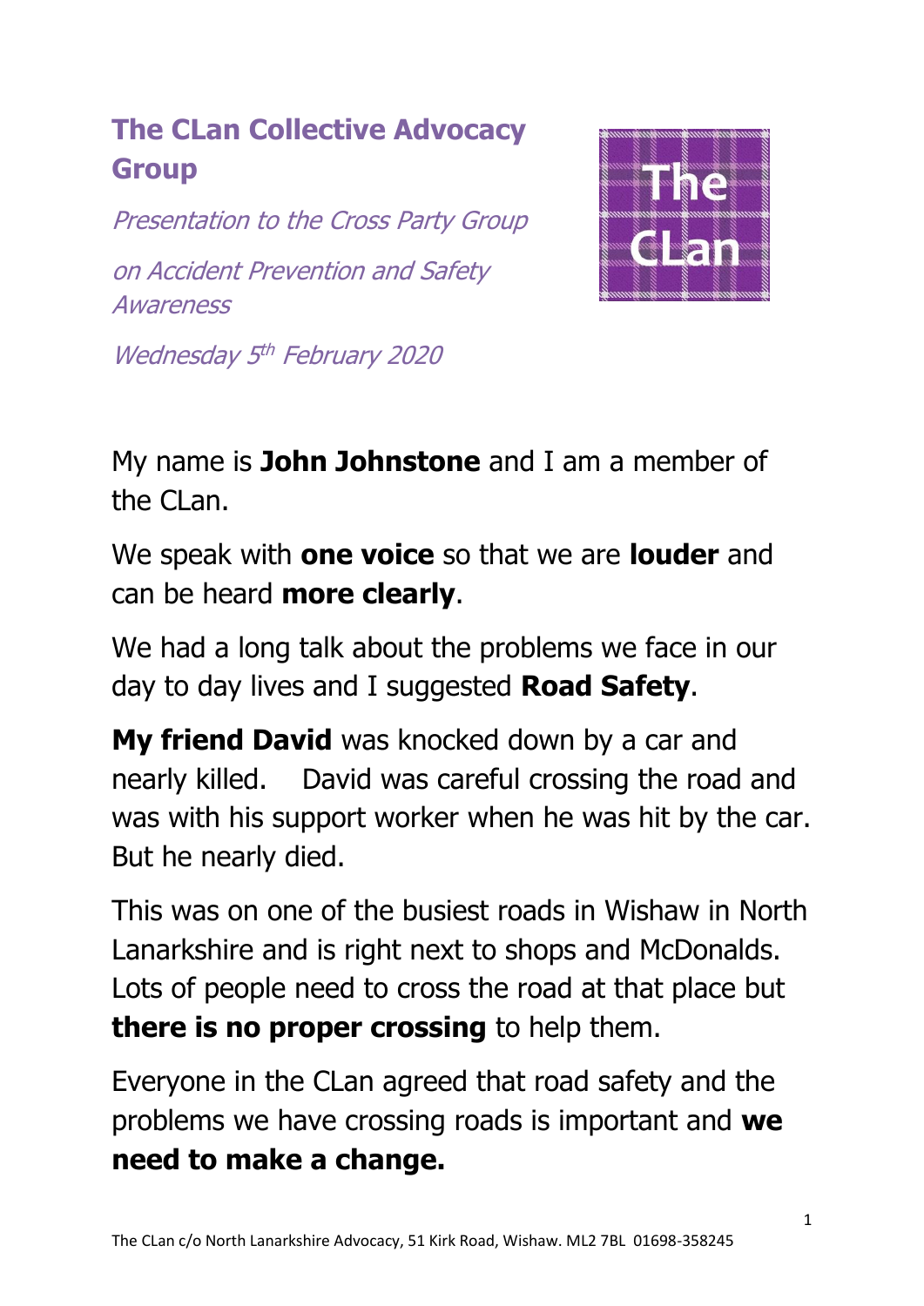# The CLan Collective Advocacy Group

*Presentation to the Cross Party Group*

*on Accident Prevention and Safety Awareness*

*Wednesday 5th February 2020*

My name is **John Johnstone** and I am a member of the CLan.

We speak with **one voice** so that we are **louder** and can be heard **more clearly**.

We had a long talk about the problems we face in our day to day lives and I suggested **Road Safety**.

**My friend David** was knocked down by a car and nearly killed. David was careful crossing the road and was with his support worker when he was hit by the car. But he nearly died.

This was on one of the busiest roads in Wishaw in North Lanarkshire and is right next to shops and McDonalds. Lots of people need to cross the road at that place but **there is no proper crossing** to help them.

Everyone in the CLan agreed that road safety and the problems we have crossing roads is important and **we need to make a change.**

The CLan c/o North Lanarkshire Advocacy, 51 Kirk Road, Wishaw. ML2 7BL 01698-358245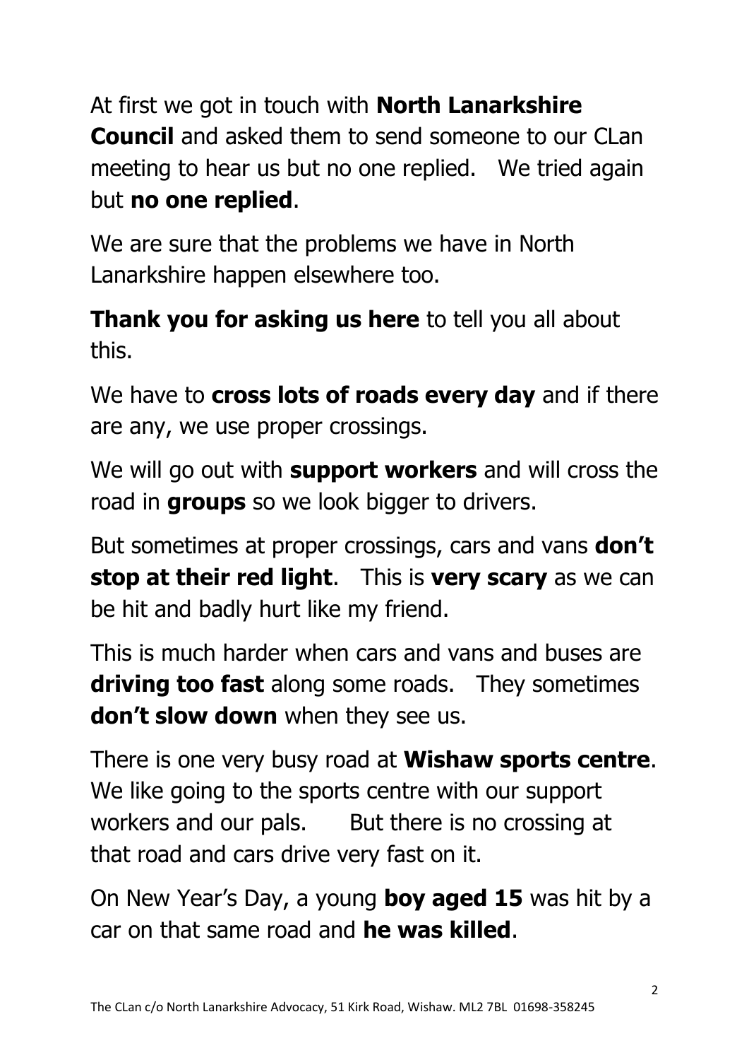At first we got in touch with **North Lanarkshire Council** and asked them to send someone to our CLan meeting to hear us but no one replied. We tried again but **no one replied**.

We are sure that the problems we have in North Lanarkshire happen elsewhere too.

**Thank you for asking us here** to tell you all about this.

We have to **cross lots of roads every day** and if there are any, we use proper crossings.

We will go out with **support workers** and will cross the road in **groups** so we look bigger to drivers.

But sometimes at proper crossings, cars and vans **don't stop at their red light**. This is **very scary** as we can be hit and badly hurt like my friend.

This is much harder when cars and vans and buses are **driving too fast** along some roads. They sometimes **don't slow down** when they see us.

There is one very busy road at **Wishaw sports centre**. We like going to the sports centre with our support workers and our pals. But there is no crossing at that road and cars drive very fast on it.

On New Year's Day, a young **boy aged 15** was hit by a car on that same road and **he was killed**.

The CLan c/o North Lanarkshire Advocacy, 51 Kirk Road, Wishaw. ML2 7BL 01698-358245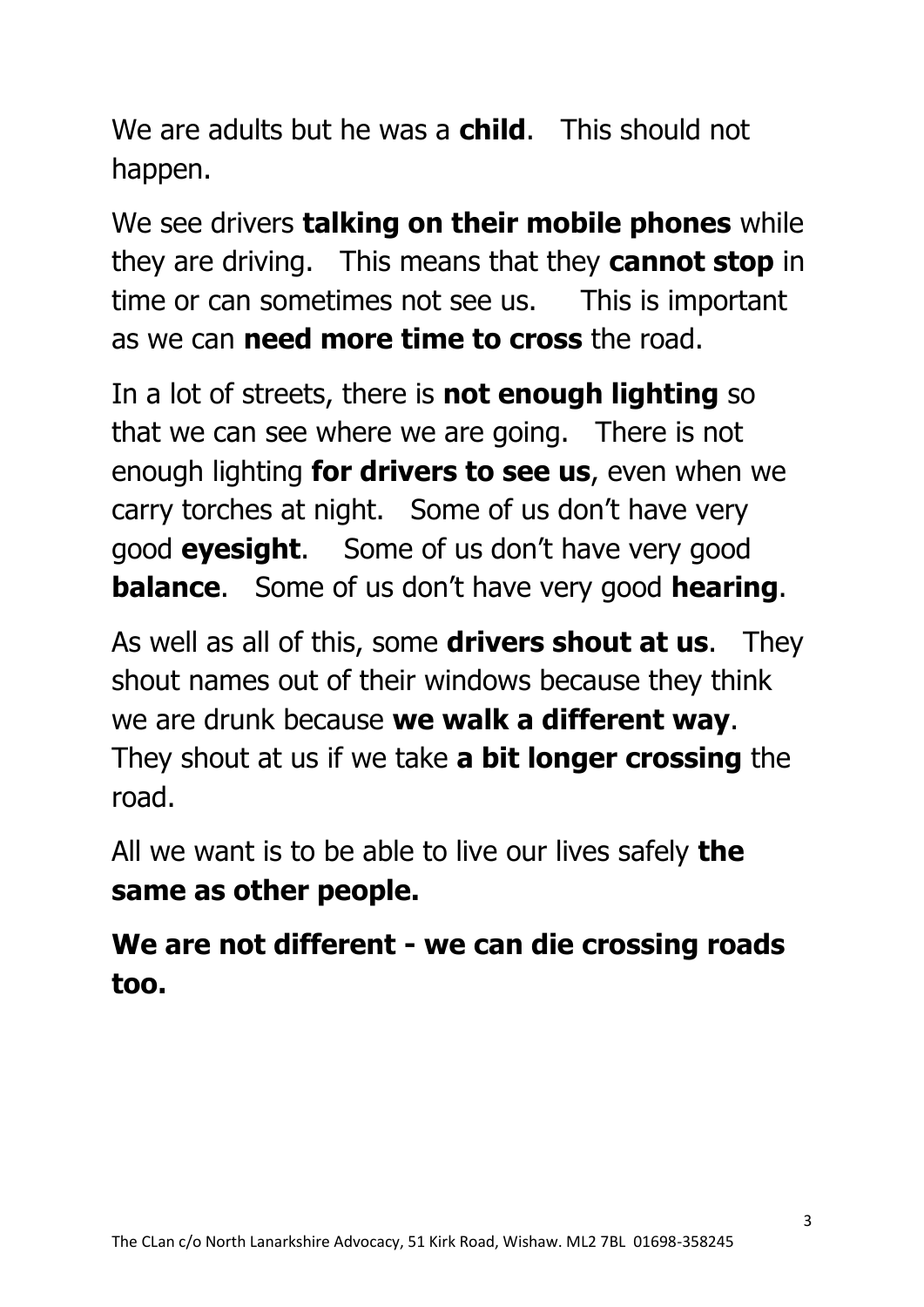We are adults but he was a **child**. This should not happen.

We see drivers **talking on their mobile phones** while they are driving. This means that they **cannot stop** in time or can sometimes not see us. This is important as we can **need more time to cross** the road.

In a lot of streets, there is **not enough lighting** so that we can see where we are going. There is not enough lighting **for drivers to see us**, even when we carry torches at night. Some of us don't have very good **eyesight**. Some of us don't have very good **balance**. Some of us don't have very good **hearing**.

As well as all of this, some **drivers shout at us**. They shout names out of their windows because they think we are drunk because **we walk a different way**. They shout at us if we take **a bit longer crossing** the road.

All we want is to be able to live our lives safely **the same as other people.**

**We are not different - we can die crossing roads too.**

The CLan c/o North Lanarkshire Advocacy, 51 Kirk Road, Wishaw. ML2 7BL 01698-358245